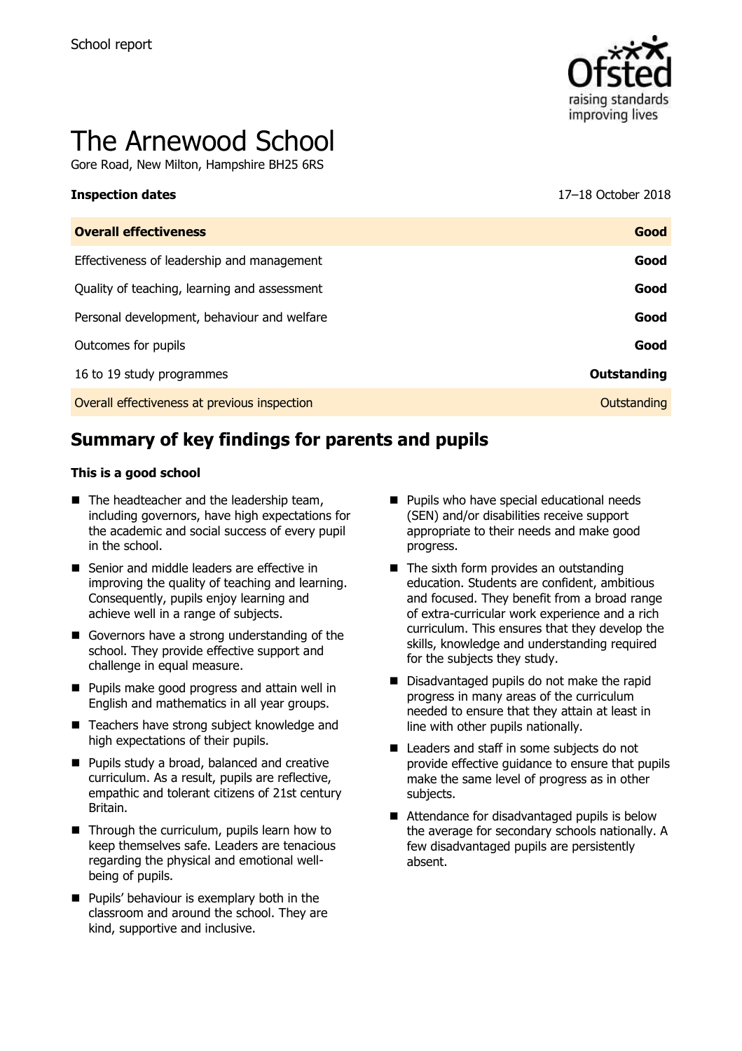School report

# The Arnewood School

Gore Road, New Milton, Hampshire BH25 6RS

| **Inspection dates** | 17–18 October 2018 |
| --- | --- |
| **Overall effectiveness** | **Good** |
| Effectiveness of leadership and management | **Good** |
| Quality of teaching, learning and assessment | **Good** |
| Personal development, behaviour and welfare | **Good** |
| Outcomes for pupils | **Good** |
| 16 to 19 study programmes | **Outstanding** |
| Overall effectiveness at previous inspection | Outstanding |

## Summary of key findings for parents and pupils

**This is a good school**

- The headteacher and the leadership team, including governors, have high expectations for the academic and social success of every pupil in the school.
- Senior and middle leaders are effective in improving the quality of teaching and learning. Consequently, pupils enjoy learning and achieve well in a range of subjects.
- Governors have a strong understanding of the school. They provide effective support and challenge in equal measure.
- Pupils make good progress and attain well in English and mathematics in all year groups.
- Teachers have strong subject knowledge and high expectations of their pupils.
- Pupils study a broad, balanced and creative curriculum. As a result, pupils are reflective, empathic and tolerant citizens of 21st century Britain.
- Through the curriculum, pupils learn how to keep themselves safe. Leaders are tenacious regarding the physical and emotional well-being of pupils.
- Pupils' behaviour is exemplary both in the classroom and around the school. They are kind, supportive and inclusive.
- Pupils who have special educational needs (SEN) and/or disabilities receive support appropriate to their needs and make good progress.
- The sixth form provides an outstanding education. Students are confident, ambitious and focused. They benefit from a broad range of extra-curricular work experience and a rich curriculum. This ensures that they develop the skills, knowledge and understanding required for the subjects they study.
- Disadvantaged pupils do not make the rapid progress in many areas of the curriculum needed to ensure that they attain at least in line with other pupils nationally.
- Leaders and staff in some subjects do not provide effective guidance to ensure that pupils make the same level of progress as in other subjects.
- Attendance for disadvantaged pupils is below the average for secondary schools nationally. A few disadvantaged pupils are persistently absent.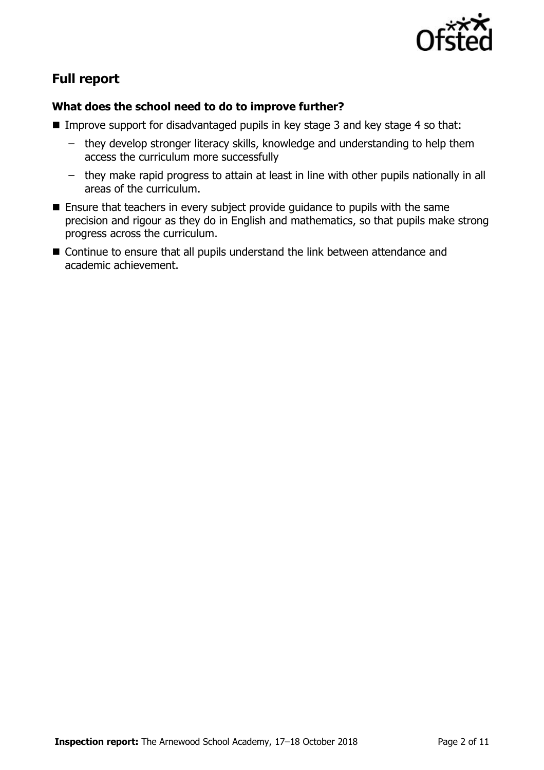## Full report

### What does the school need to do to improve further?

- Improve support for disadvantaged pupils in key stage 3 and key stage 4 so that:
  - they develop stronger literacy skills, knowledge and understanding to help them access the curriculum more successfully
  - they make rapid progress to attain at least in line with other pupils nationally in all areas of the curriculum.
- Ensure that teachers in every subject provide guidance to pupils with the same precision and rigour as they do in English and mathematics, so that pupils make strong progress across the curriculum.
- Continue to ensure that all pupils understand the link between attendance and academic achievement.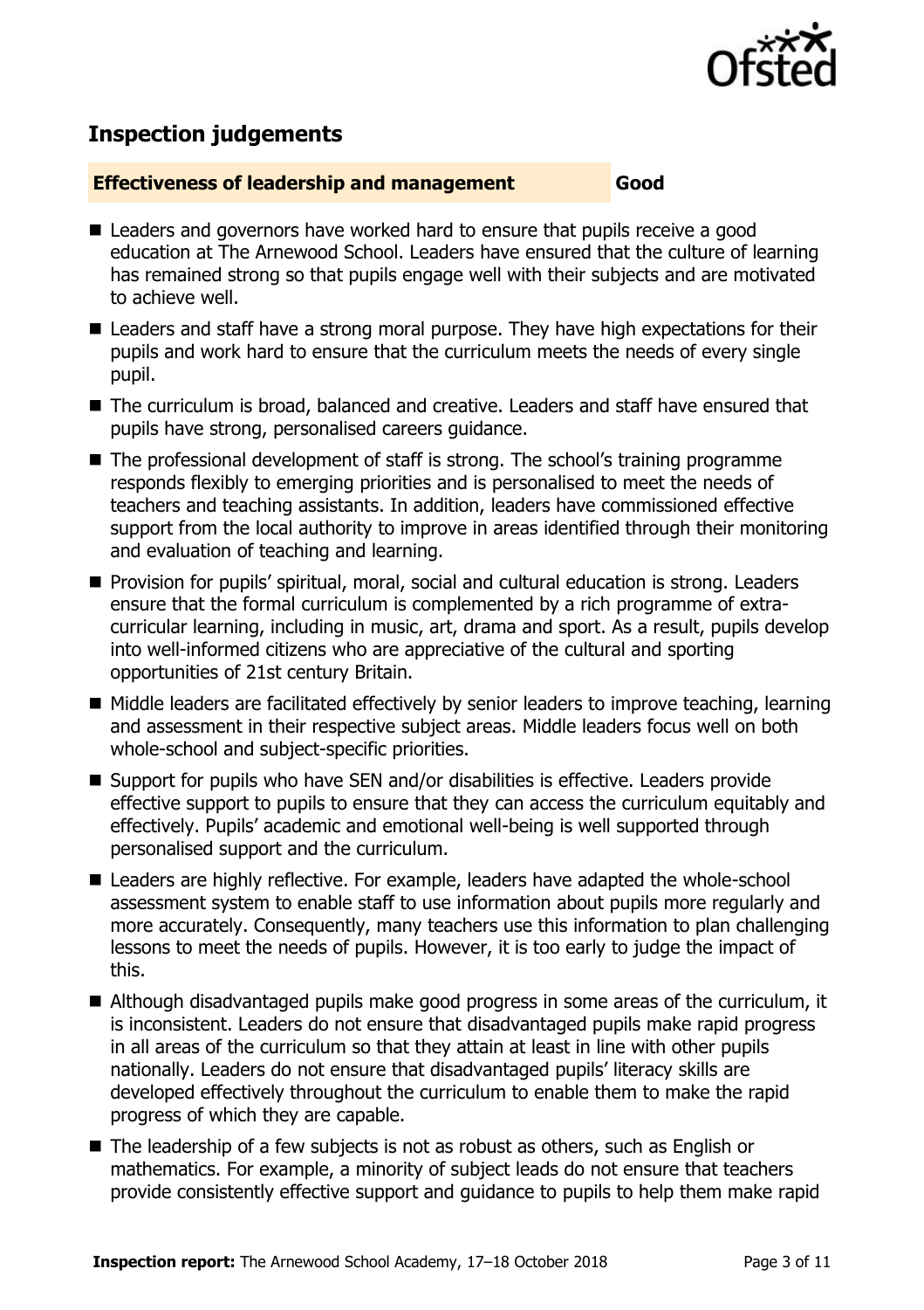## Inspection judgements

| **Effectiveness of leadership and management** | **Good** |
| --- | --- |

- Leaders and governors have worked hard to ensure that pupils receive a good education at The Arnewood School. Leaders have ensured that the culture of learning has remained strong so that pupils engage well with their subjects and are motivated to achieve well.
- Leaders and staff have a strong moral purpose. They have high expectations for their pupils and work hard to ensure that the curriculum meets the needs of every single pupil.
- The curriculum is broad, balanced and creative. Leaders and staff have ensured that pupils have strong, personalised careers guidance.
- The professional development of staff is strong. The school's training programme responds flexibly to emerging priorities and is personalised to meet the needs of teachers and teaching assistants. In addition, leaders have commissioned effective support from the local authority to improve in areas identified through their monitoring and evaluation of teaching and learning.
- Provision for pupils' spiritual, moral, social and cultural education is strong. Leaders ensure that the formal curriculum is complemented by a rich programme of extra-curricular learning, including in music, art, drama and sport. As a result, pupils develop into well-informed citizens who are appreciative of the cultural and sporting opportunities of 21st century Britain.
- Middle leaders are facilitated effectively by senior leaders to improve teaching, learning and assessment in their respective subject areas. Middle leaders focus well on both whole-school and subject-specific priorities.
- Support for pupils who have SEN and/or disabilities is effective. Leaders provide effective support to pupils to ensure that they can access the curriculum equitably and effectively. Pupils' academic and emotional well-being is well supported through personalised support and the curriculum.
- Leaders are highly reflective. For example, leaders have adapted the whole-school assessment system to enable staff to use information about pupils more regularly and more accurately. Consequently, many teachers use this information to plan challenging lessons to meet the needs of pupils. However, it is too early to judge the impact of this.
- Although disadvantaged pupils make good progress in some areas of the curriculum, it is inconsistent. Leaders do not ensure that disadvantaged pupils make rapid progress in all areas of the curriculum so that they attain at least in line with other pupils nationally. Leaders do not ensure that disadvantaged pupils' literacy skills are developed effectively throughout the curriculum to enable them to make the rapid progress of which they are capable.
- The leadership of a few subjects is not as robust as others, such as English or mathematics. For example, a minority of subject leads do not ensure that teachers provide consistently effective support and guidance to pupils to help them make rapid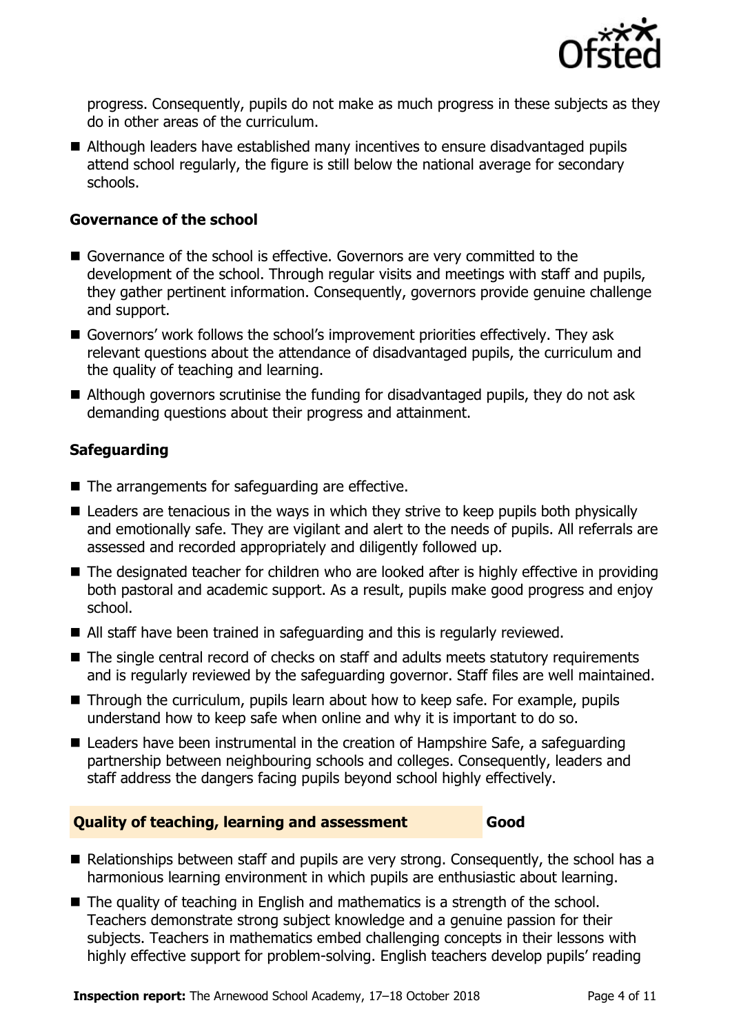progress. Consequently, pupils do not make as much progress in these subjects as they do in other areas of the curriculum.

- Although leaders have established many incentives to ensure disadvantaged pupils attend school regularly, the figure is still below the national average for secondary schools.

### Governance of the school

- Governance of the school is effective. Governors are very committed to the development of the school. Through regular visits and meetings with staff and pupils, they gather pertinent information. Consequently, governors provide genuine challenge and support.
- Governors' work follows the school's improvement priorities effectively. They ask relevant questions about the attendance of disadvantaged pupils, the curriculum and the quality of teaching and learning.
- Although governors scrutinise the funding for disadvantaged pupils, they do not ask demanding questions about their progress and attainment.

### Safeguarding

- The arrangements for safeguarding are effective.
- Leaders are tenacious in the ways in which they strive to keep pupils both physically and emotionally safe. They are vigilant and alert to the needs of pupils. All referrals are assessed and recorded appropriately and diligently followed up.
- The designated teacher for children who are looked after is highly effective in providing both pastoral and academic support. As a result, pupils make good progress and enjoy school.
- All staff have been trained in safeguarding and this is regularly reviewed.
- The single central record of checks on staff and adults meets statutory requirements and is regularly reviewed by the safeguarding governor. Staff files are well maintained.
- Through the curriculum, pupils learn about how to keep safe. For example, pupils understand how to keep safe when online and why it is important to do so.
- Leaders have been instrumental in the creation of Hampshire Safe, a safeguarding partnership between neighbouring schools and colleges. Consequently, leaders and staff address the dangers facing pupils beyond school highly effectively.

## Quality of teaching, learning and assessment — Good

- Relationships between staff and pupils are very strong. Consequently, the school has a harmonious learning environment in which pupils are enthusiastic about learning.
- The quality of teaching in English and mathematics is a strength of the school. Teachers demonstrate strong subject knowledge and a genuine passion for their subjects. Teachers in mathematics embed challenging concepts in their lessons with highly effective support for problem-solving. English teachers develop pupils' reading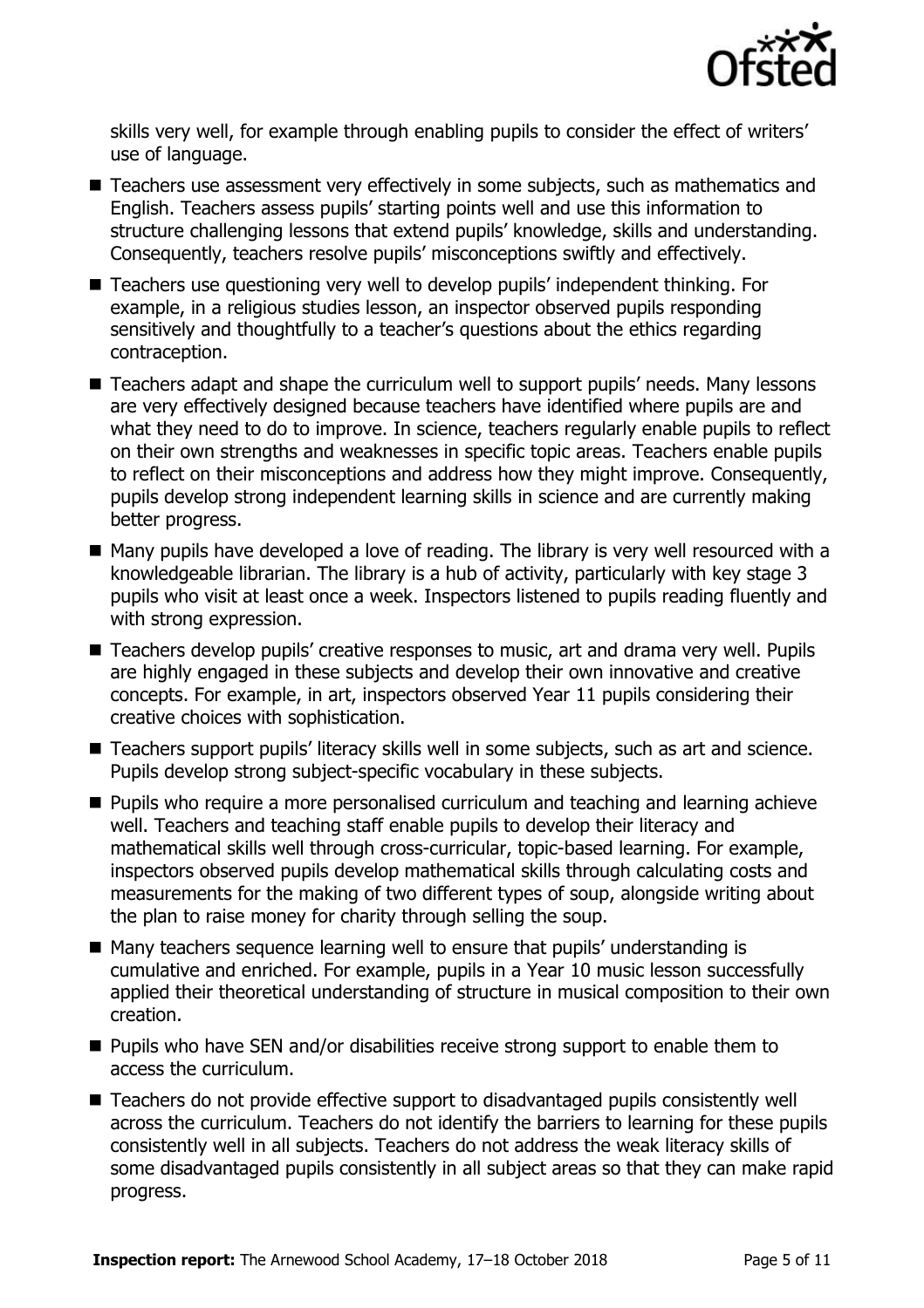skills very well, for example through enabling pupils to consider the effect of writers' use of language.

- Teachers use assessment very effectively in some subjects, such as mathematics and English. Teachers assess pupils' starting points well and use this information to structure challenging lessons that extend pupils' knowledge, skills and understanding. Consequently, teachers resolve pupils' misconceptions swiftly and effectively.
- Teachers use questioning very well to develop pupils' independent thinking. For example, in a religious studies lesson, an inspector observed pupils responding sensitively and thoughtfully to a teacher's questions about the ethics regarding contraception.
- Teachers adapt and shape the curriculum well to support pupils' needs. Many lessons are very effectively designed because teachers have identified where pupils are and what they need to do to improve. In science, teachers regularly enable pupils to reflect on their own strengths and weaknesses in specific topic areas. Teachers enable pupils to reflect on their misconceptions and address how they might improve. Consequently, pupils develop strong independent learning skills in science and are currently making better progress.
- Many pupils have developed a love of reading. The library is very well resourced with a knowledgeable librarian. The library is a hub of activity, particularly with key stage 3 pupils who visit at least once a week. Inspectors listened to pupils reading fluently and with strong expression.
- Teachers develop pupils' creative responses to music, art and drama very well. Pupils are highly engaged in these subjects and develop their own innovative and creative concepts. For example, in art, inspectors observed Year 11 pupils considering their creative choices with sophistication.
- Teachers support pupils' literacy skills well in some subjects, such as art and science. Pupils develop strong subject-specific vocabulary in these subjects.
- Pupils who require a more personalised curriculum and teaching and learning achieve well. Teachers and teaching staff enable pupils to develop their literacy and mathematical skills well through cross-curricular, topic-based learning. For example, inspectors observed pupils develop mathematical skills through calculating costs and measurements for the making of two different types of soup, alongside writing about the plan to raise money for charity through selling the soup.
- Many teachers sequence learning well to ensure that pupils' understanding is cumulative and enriched. For example, pupils in a Year 10 music lesson successfully applied their theoretical understanding of structure in musical composition to their own creation.
- Pupils who have SEN and/or disabilities receive strong support to enable them to access the curriculum.
- Teachers do not provide effective support to disadvantaged pupils consistently well across the curriculum. Teachers do not identify the barriers to learning for these pupils consistently well in all subjects. Teachers do not address the weak literacy skills of some disadvantaged pupils consistently in all subject areas so that they can make rapid progress.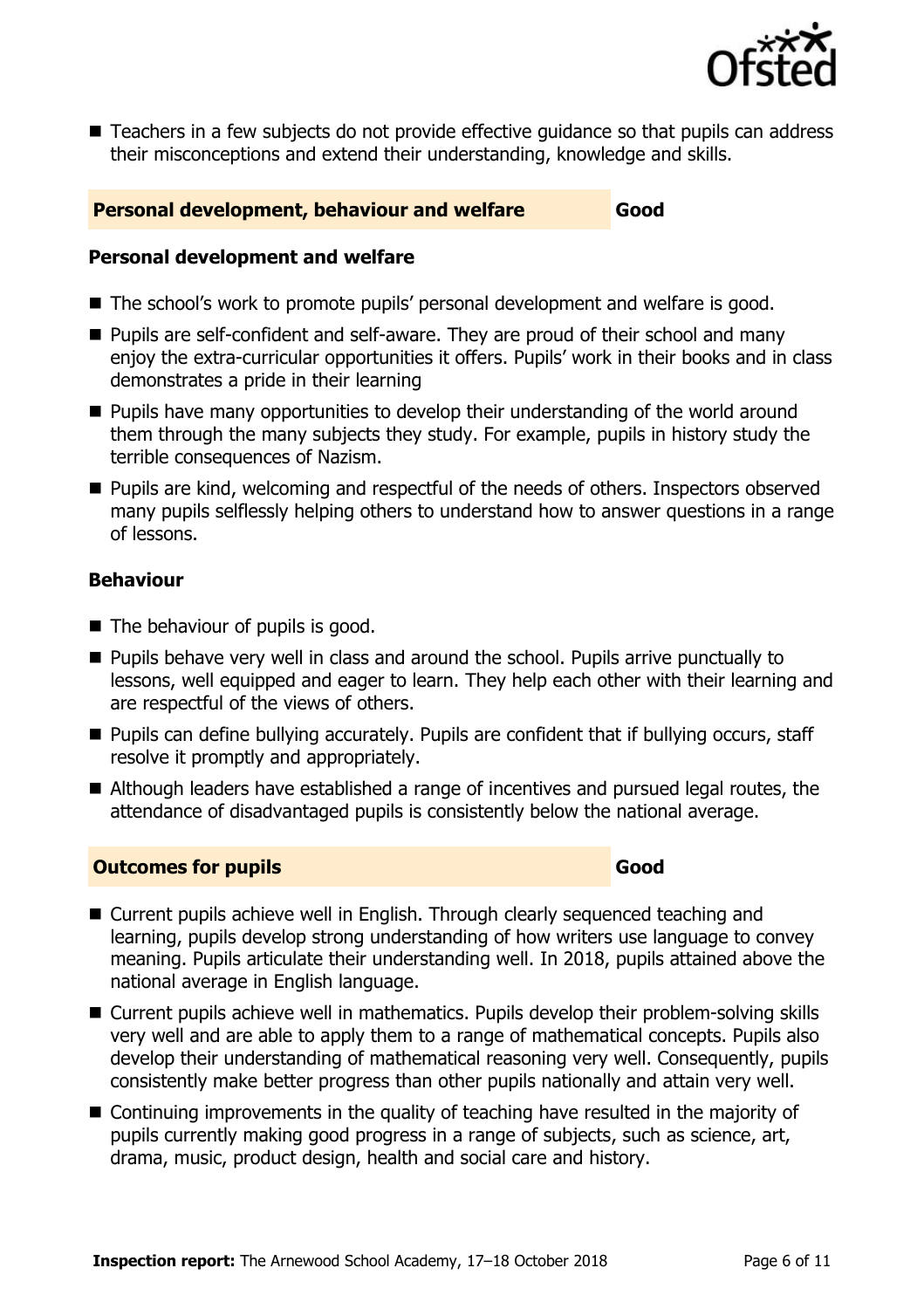- Teachers in a few subjects do not provide effective guidance so that pupils can address their misconceptions and extend their understanding, knowledge and skills.

## Personal development, behaviour and welfare — Good

### Personal development and welfare

- The school's work to promote pupils' personal development and welfare is good.
- Pupils are self-confident and self-aware. They are proud of their school and many enjoy the extra-curricular opportunities it offers. Pupils' work in their books and in class demonstrates a pride in their learning
- Pupils have many opportunities to develop their understanding of the world around them through the many subjects they study. For example, pupils in history study the terrible consequences of Nazism.
- Pupils are kind, welcoming and respectful of the needs of others. Inspectors observed many pupils selflessly helping others to understand how to answer questions in a range of lessons.

### Behaviour

- The behaviour of pupils is good.
- Pupils behave very well in class and around the school. Pupils arrive punctually to lessons, well equipped and eager to learn. They help each other with their learning and are respectful of the views of others.
- Pupils can define bullying accurately. Pupils are confident that if bullying occurs, staff resolve it promptly and appropriately.
- Although leaders have established a range of incentives and pursued legal routes, the attendance of disadvantaged pupils is consistently below the national average.

## Outcomes for pupils — Good

- Current pupils achieve well in English. Through clearly sequenced teaching and learning, pupils develop strong understanding of how writers use language to convey meaning. Pupils articulate their understanding well. In 2018, pupils attained above the national average in English language.
- Current pupils achieve well in mathematics. Pupils develop their problem-solving skills very well and are able to apply them to a range of mathematical concepts. Pupils also develop their understanding of mathematical reasoning very well. Consequently, pupils consistently make better progress than other pupils nationally and attain very well.
- Continuing improvements in the quality of teaching have resulted in the majority of pupils currently making good progress in a range of subjects, such as science, art, drama, music, product design, health and social care and history.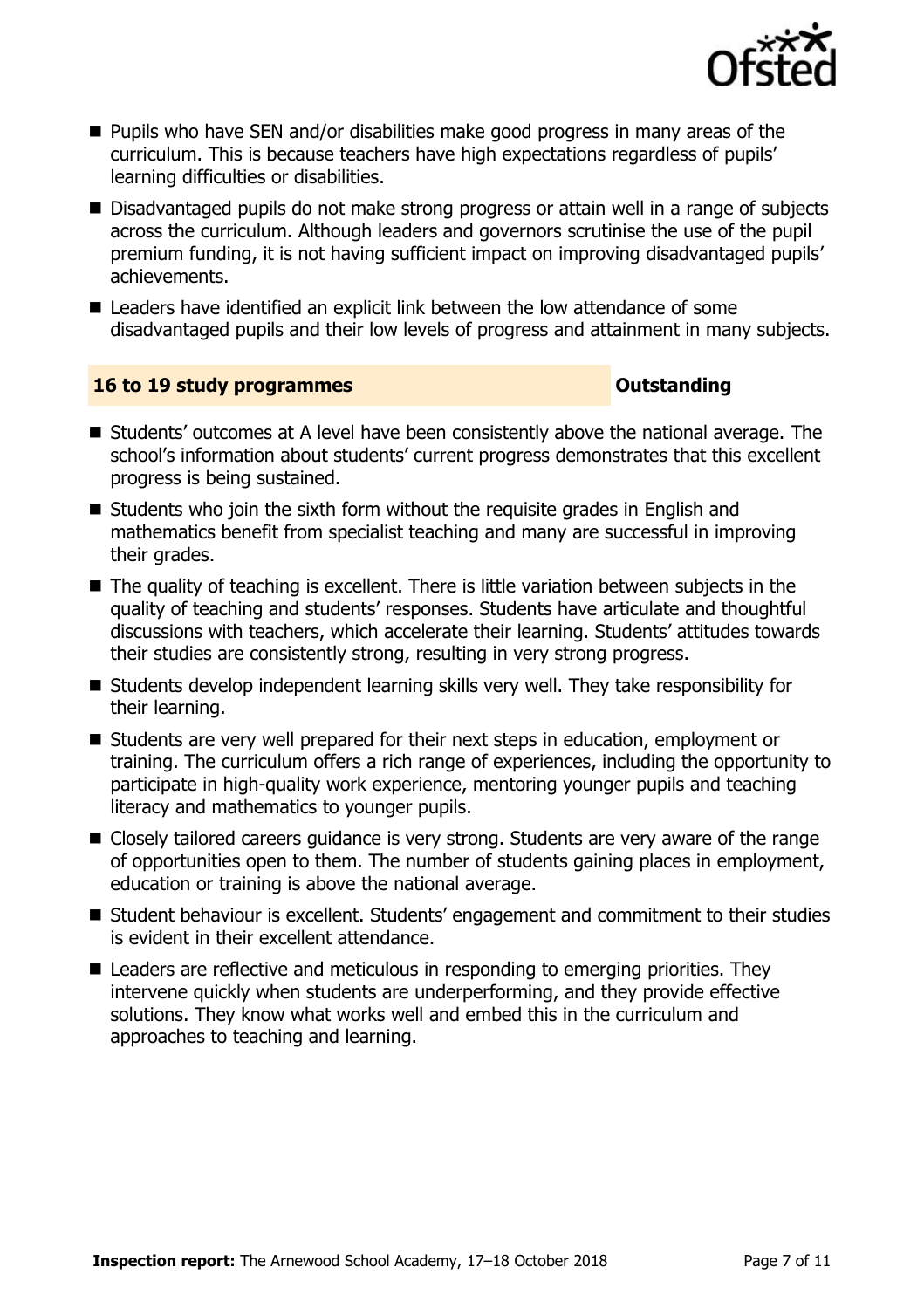- Pupils who have SEN and/or disabilities make good progress in many areas of the curriculum. This is because teachers have high expectations regardless of pupils' learning difficulties or disabilities.
- Disadvantaged pupils do not make strong progress or attain well in a range of subjects across the curriculum. Although leaders and governors scrutinise the use of the pupil premium funding, it is not having sufficient impact on improving disadvantaged pupils' achievements.
- Leaders have identified an explicit link between the low attendance of some disadvantaged pupils and their low levels of progress and attainment in many subjects.

## 16 to 19 study programmes — Outstanding

- Students' outcomes at A level have been consistently above the national average. The school's information about students' current progress demonstrates that this excellent progress is being sustained.
- Students who join the sixth form without the requisite grades in English and mathematics benefit from specialist teaching and many are successful in improving their grades.
- The quality of teaching is excellent. There is little variation between subjects in the quality of teaching and students' responses. Students have articulate and thoughtful discussions with teachers, which accelerate their learning. Students' attitudes towards their studies are consistently strong, resulting in very strong progress.
- Students develop independent learning skills very well. They take responsibility for their learning.
- Students are very well prepared for their next steps in education, employment or training. The curriculum offers a rich range of experiences, including the opportunity to participate in high-quality work experience, mentoring younger pupils and teaching literacy and mathematics to younger pupils.
- Closely tailored careers guidance is very strong. Students are very aware of the range of opportunities open to them. The number of students gaining places in employment, education or training is above the national average.
- Student behaviour is excellent. Students' engagement and commitment to their studies is evident in their excellent attendance.
- Leaders are reflective and meticulous in responding to emerging priorities. They intervene quickly when students are underperforming, and they provide effective solutions. They know what works well and embed this in the curriculum and approaches to teaching and learning.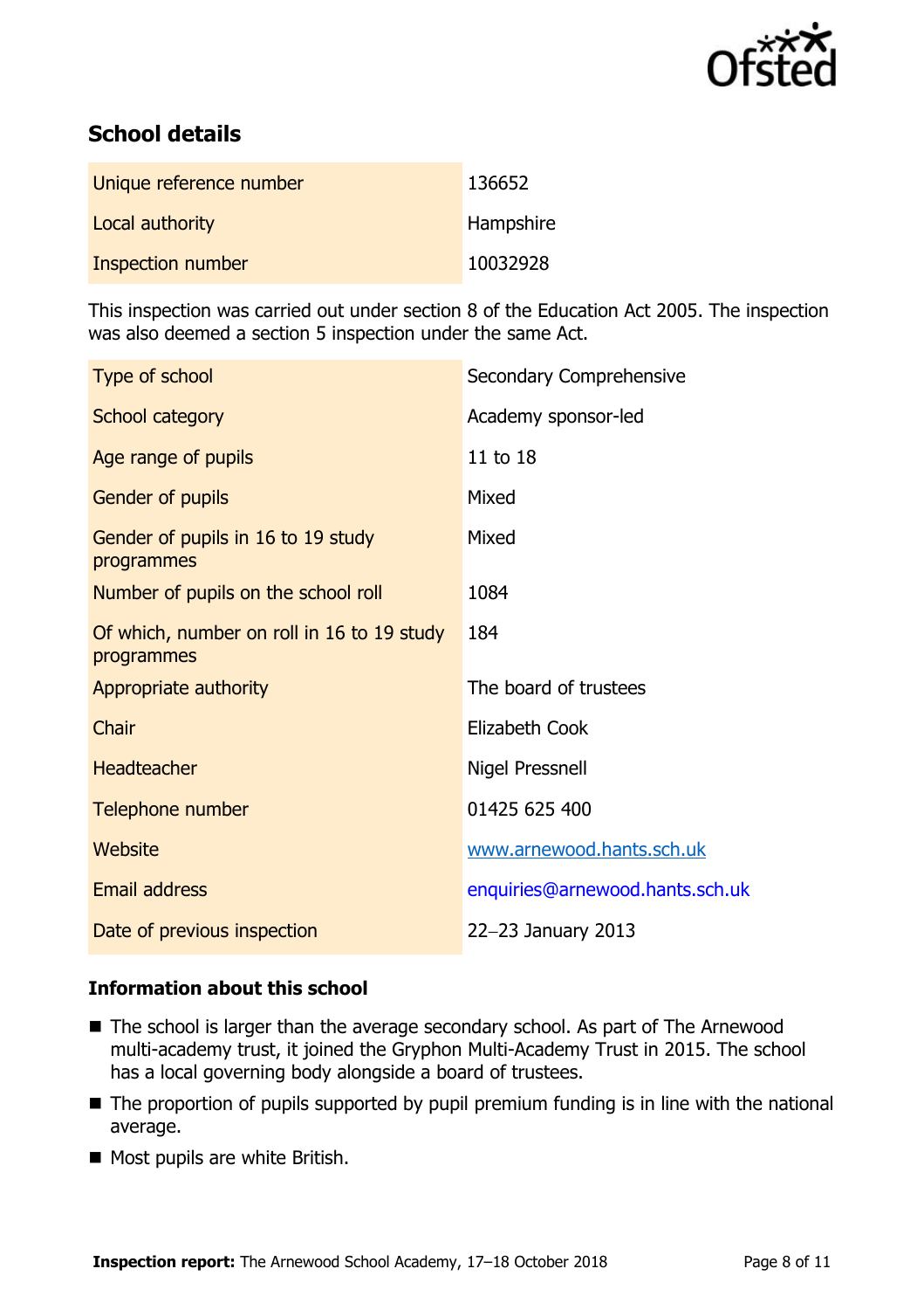## School details

| | |
|---|---|
| Unique reference number | 136652 |
| Local authority | Hampshire |
| Inspection number | 10032928 |

This inspection was carried out under section 8 of the Education Act 2005. The inspection was also deemed a section 5 inspection under the same Act.

| | |
|---|---|
| Type of school | Secondary Comprehensive |
| School category | Academy sponsor-led |
| Age range of pupils | 11 to 18 |
| Gender of pupils | Mixed |
| Gender of pupils in 16 to 19 study programmes | Mixed |
| Number of pupils on the school roll | 1084 |
| Of which, number on roll in 16 to 19 study programmes | 184 |
| Appropriate authority | The board of trustees |
| Chair | Elizabeth Cook |
| Headteacher | Nigel Pressnell |
| Telephone number | 01425 625 400 |
| Website | www.arnewood.hants.sch.uk |
| Email address | enquiries@arnewood.hants.sch.uk |
| Date of previous inspection | 22–23 January 2013 |

### Information about this school

- The school is larger than the average secondary school. As part of The Arnewood multi-academy trust, it joined the Gryphon Multi-Academy Trust in 2015. The school has a local governing body alongside a board of trustees.
- The proportion of pupils supported by pupil premium funding is in line with the national average.
- Most pupils are white British.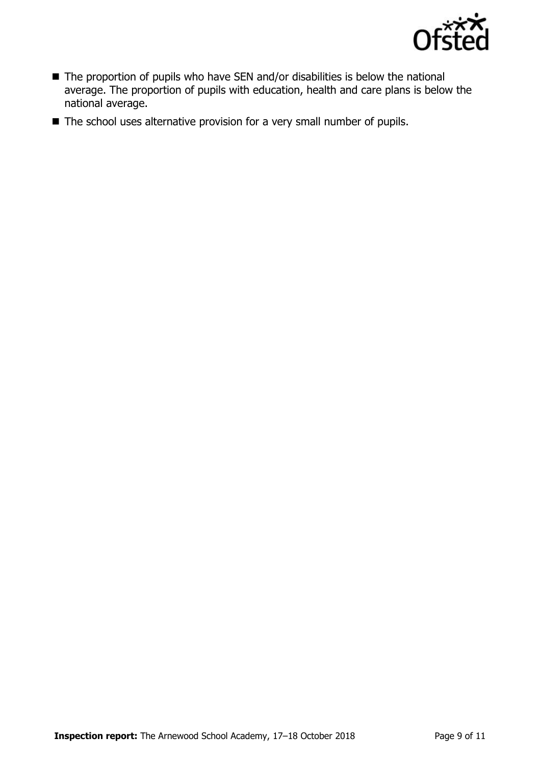- The proportion of pupils who have SEN and/or disabilities is below the national average. The proportion of pupils with education, health and care plans is below the national average.
- The school uses alternative provision for a very small number of pupils.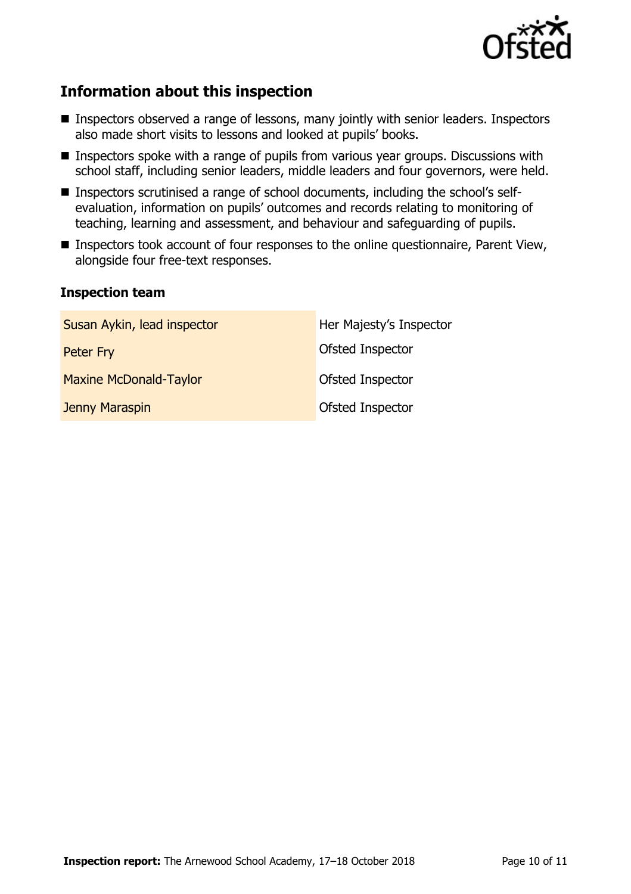## Information about this inspection

- Inspectors observed a range of lessons, many jointly with senior leaders. Inspectors also made short visits to lessons and looked at pupils' books.
- Inspectors spoke with a range of pupils from various year groups. Discussions with school staff, including senior leaders, middle leaders and four governors, were held.
- Inspectors scrutinised a range of school documents, including the school's self-evaluation, information on pupils' outcomes and records relating to monitoring of teaching, learning and assessment, and behaviour and safeguarding of pupils.
- Inspectors took account of four responses to the online questionnaire, Parent View, alongside four free-text responses.

### Inspection team

| | |
|---|---|
| Susan Aykin, lead inspector | Her Majesty's Inspector |
| Peter Fry | Ofsted Inspector |
| Maxine McDonald-Taylor | Ofsted Inspector |
| Jenny Maraspin | Ofsted Inspector |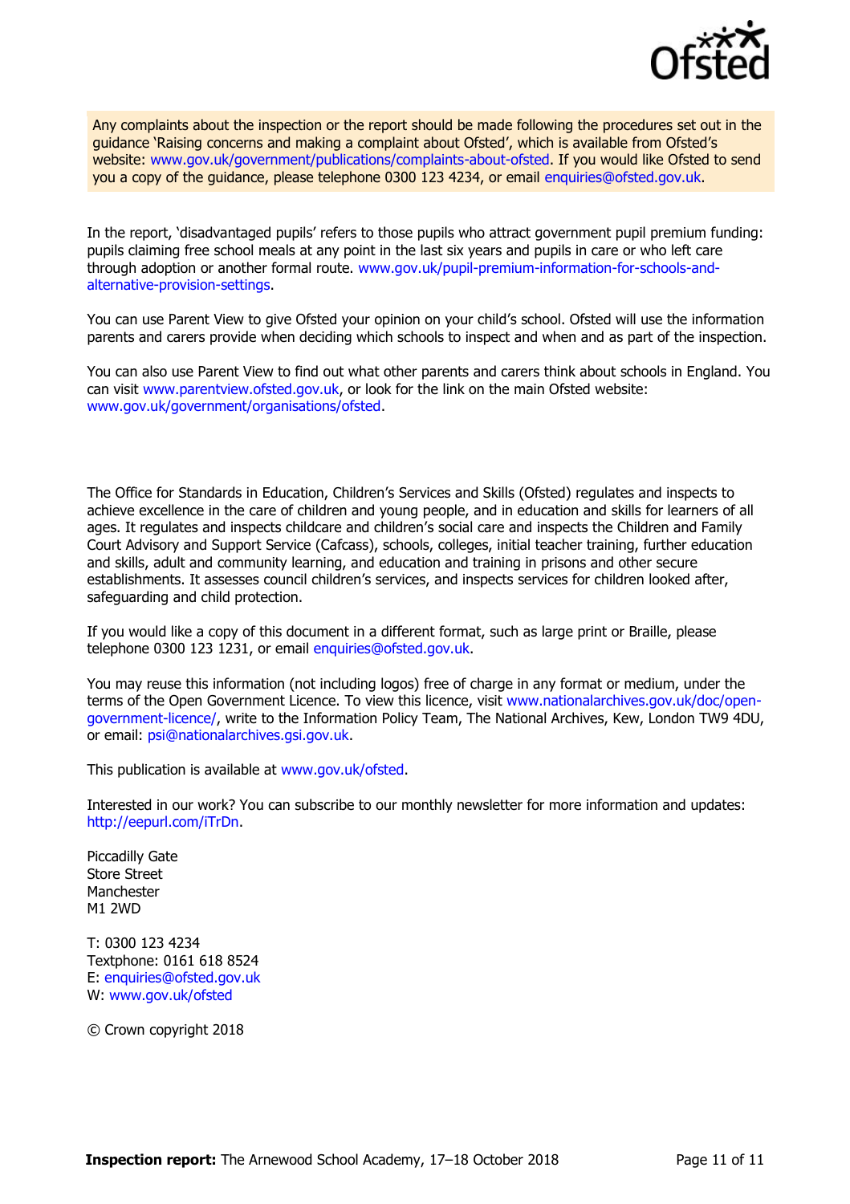Any complaints about the inspection or the report should be made following the procedures set out in the guidance 'Raising concerns and making a complaint about Ofsted', which is available from Ofsted's website: www.gov.uk/government/publications/complaints-about-ofsted. If you would like Ofsted to send you a copy of the guidance, please telephone 0300 123 4234, or email enquiries@ofsted.gov.uk.

In the report, 'disadvantaged pupils' refers to those pupils who attract government pupil premium funding: pupils claiming free school meals at any point in the last six years and pupils in care or who left care through adoption or another formal route. www.gov.uk/pupil-premium-information-for-schools-and-alternative-provision-settings.

You can use Parent View to give Ofsted your opinion on your child's school. Ofsted will use the information parents and carers provide when deciding which schools to inspect and when and as part of the inspection.

You can also use Parent View to find out what other parents and carers think about schools in England. You can visit www.parentview.ofsted.gov.uk, or look for the link on the main Ofsted website: www.gov.uk/government/organisations/ofsted.

The Office for Standards in Education, Children's Services and Skills (Ofsted) regulates and inspects to achieve excellence in the care of children and young people, and in education and skills for learners of all ages. It regulates and inspects childcare and children's social care and inspects the Children and Family Court Advisory and Support Service (Cafcass), schools, colleges, initial teacher training, further education and skills, adult and community learning, and education and training in prisons and other secure establishments. It assesses council children's services, and inspects services for children looked after, safeguarding and child protection.

If you would like a copy of this document in a different format, such as large print or Braille, please telephone 0300 123 1231, or email enquiries@ofsted.gov.uk.

You may reuse this information (not including logos) free of charge in any format or medium, under the terms of the Open Government Licence. To view this licence, visit www.nationalarchives.gov.uk/doc/open-government-licence/, write to the Information Policy Team, The National Archives, Kew, London TW9 4DU, or email: psi@nationalarchives.gsi.gov.uk.

This publication is available at www.gov.uk/ofsted.

Interested in our work? You can subscribe to our monthly newsletter for more information and updates: http://eepurl.com/iTrDn.

Piccadilly Gate  
Store Street  
Manchester  
M1 2WD

T: 0300 123 4234  
Textphone: 0161 618 8524  
E: enquiries@ofsted.gov.uk  
W: www.gov.uk/ofsted

© Crown copyright 2018